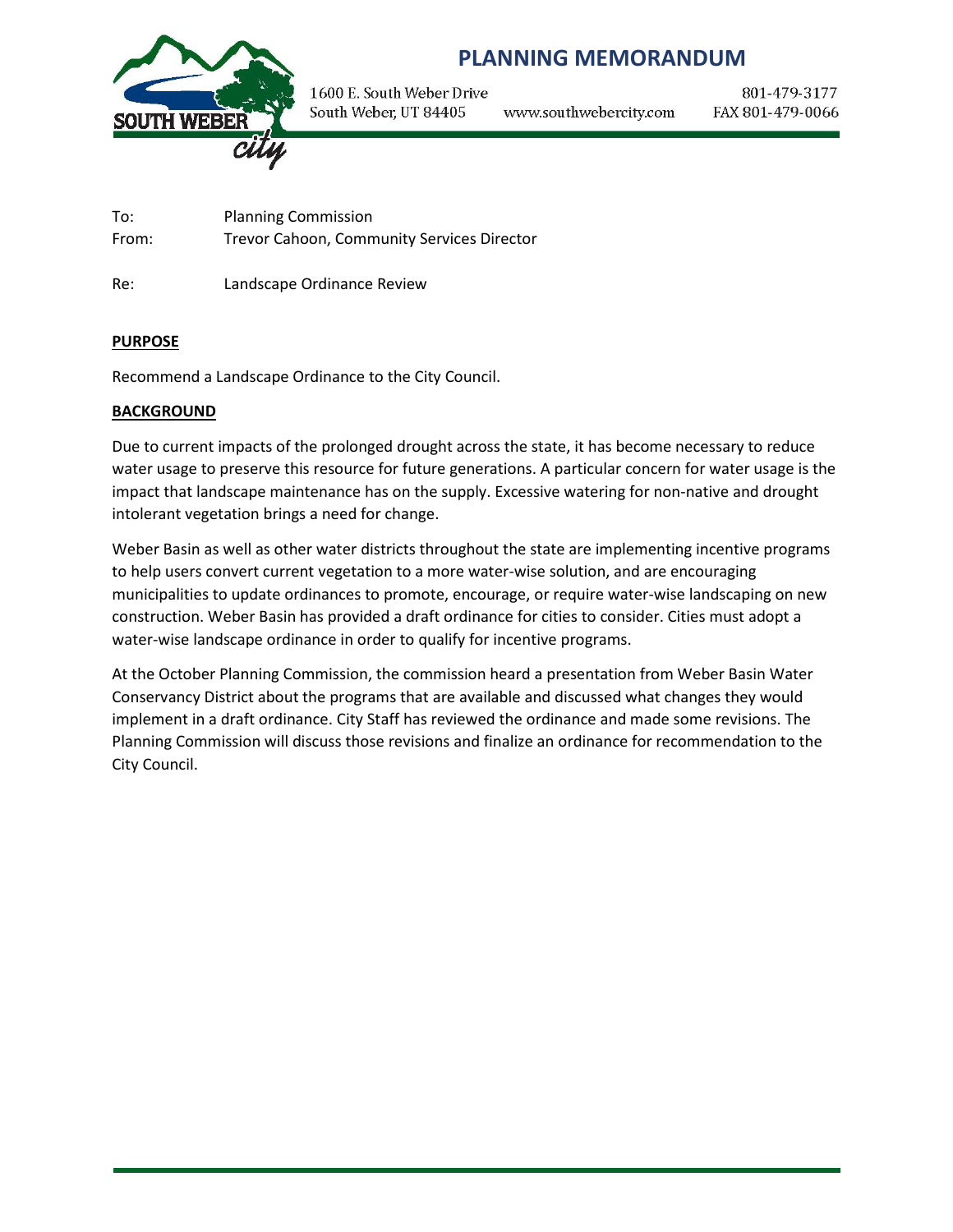# PLANNING MEMORANDUM

1600 E. South Weber Drive
South Weber, UT 84405

www.southwebercity.com

801-479-3177
FAX 801-479-0066

To: Planning Commission
From: Trevor Cahoon, Community Services Director

Re: Landscape Ordinance Review

**PURPOSE**

Recommend a Landscape Ordinance to the City Council.

**BACKGROUND**

Due to current impacts of the prolonged drought across the state, it has become necessary to reduce water usage to preserve this resource for future generations. A particular concern for water usage is the impact that landscape maintenance has on the supply. Excessive watering for non-native and drought intolerant vegetation brings a need for change.

Weber Basin as well as other water districts throughout the state are implementing incentive programs to help users convert current vegetation to a more water-wise solution, and are encouraging municipalities to update ordinances to promote, encourage, or require water-wise landscaping on new construction. Weber Basin has provided a draft ordinance for cities to consider. Cities must adopt a water-wise landscape ordinance in order to qualify for incentive programs.

At the October Planning Commission, the commission heard a presentation from Weber Basin Water Conservancy District about the programs that are available and discussed what changes they would implement in a draft ordinance. City Staff has reviewed the ordinance and made some revisions. The Planning Commission will discuss those revisions and finalize an ordinance for recommendation to the City Council.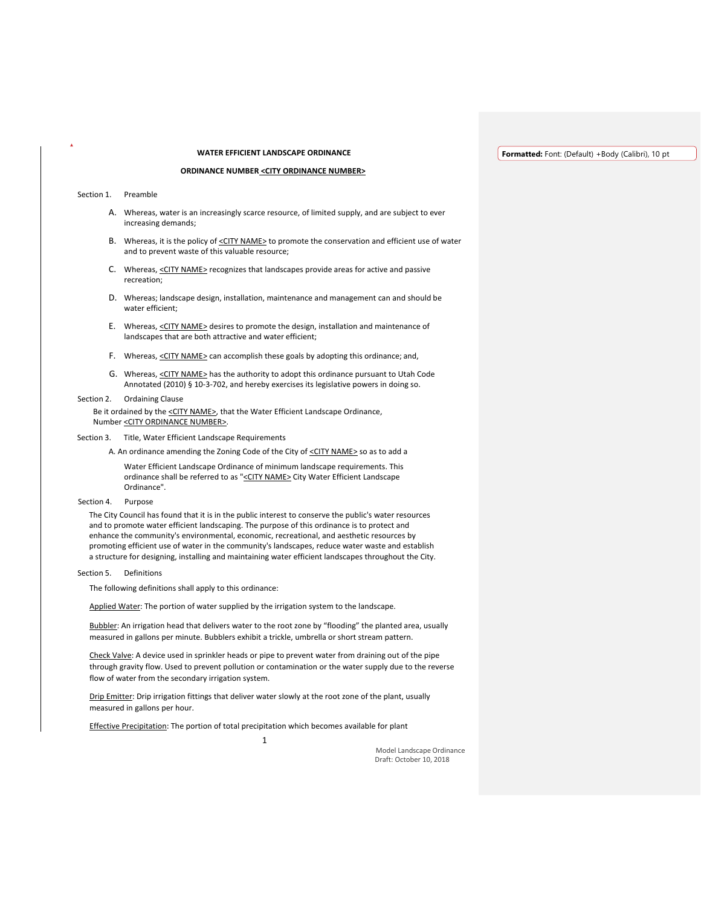**WATER EFFICIENT LANDSCAPE ORDINANCE**

**ORDINANCE NUMBER <CITY ORDINANCE NUMBER>**

Section 1. Preamble

A. Whereas, water is an increasingly scarce resource, of limited supply, and are subject to ever increasing demands;

B. Whereas, it is the policy of <CITY NAME> to promote the conservation and efficient use of water and to prevent waste of this valuable resource;

C. Whereas, <CITY NAME> recognizes that landscapes provide areas for active and passive recreation;

D. Whereas; landscape design, installation, maintenance and management can and should be water efficient;

E. Whereas, <CITY NAME> desires to promote the design, installation and maintenance of landscapes that are both attractive and water efficient;

F. Whereas, <CITY NAME> can accomplish these goals by adopting this ordinance; and,

G. Whereas, <CITY NAME> has the authority to adopt this ordinance pursuant to Utah Code Annotated (2010) § 10-3-702, and hereby exercises its legislative powers in doing so.

Section 2. Ordaining Clause

Be it ordained by the <CITY NAME>, that the Water Efficient Landscape Ordinance, Number <CITY ORDINANCE NUMBER>.

Section 3. Title, Water Efficient Landscape Requirements

A. An ordinance amending the Zoning Code of the City of <CITY NAME> so as to add a Water Efficient Landscape Ordinance of minimum landscape requirements. This ordinance shall be referred to as "<CITY NAME> City Water Efficient Landscape Ordinance".

Section 4. Purpose

The City Council has found that it is in the public interest to conserve the public's water resources and to promote water efficient landscaping. The purpose of this ordinance is to protect and enhance the community's environmental, economic, recreational, and aesthetic resources by promoting efficient use of water in the community's landscapes, reduce water waste and establish a structure for designing, installing and maintaining water efficient landscapes throughout the City.

Section 5. Definitions

The following definitions shall apply to this ordinance:

Applied Water: The portion of water supplied by the irrigation system to the landscape.

Bubbler: An irrigation head that delivers water to the root zone by "flooding" the planted area, usually measured in gallons per minute. Bubblers exhibit a trickle, umbrella or short stream pattern.

Check Valve: A device used in sprinkler heads or pipe to prevent water from draining out of the pipe through gravity flow. Used to prevent pollution or contamination or the water supply due to the reverse flow of water from the secondary irrigation system.

Drip Emitter: Drip irrigation fittings that deliver water slowly at the root zone of the plant, usually measured in gallons per hour.

Effective Precipitation: The portion of total precipitation which becomes available for plant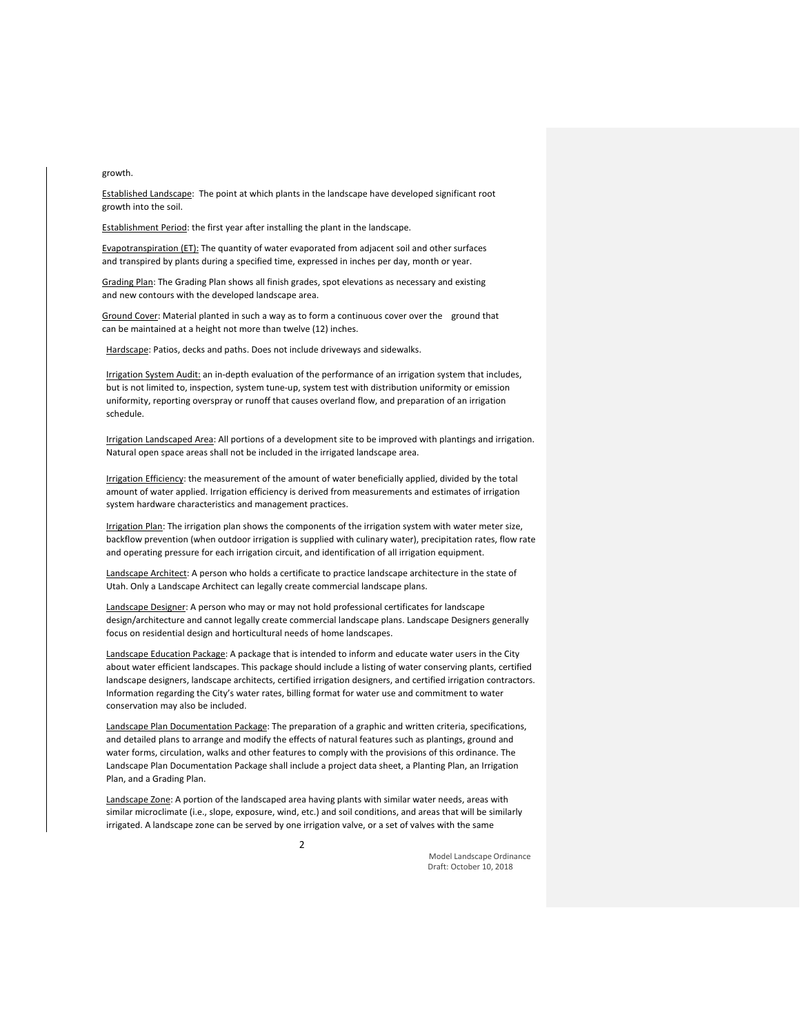growth.

Established Landscape: The point at which plants in the landscape have developed significant root growth into the soil.

Establishment Period: the first year after installing the plant in the landscape.

Evapotranspiration (ET): The quantity of water evaporated from adjacent soil and other surfaces and transpired by plants during a specified time, expressed in inches per day, month or year.

Grading Plan: The Grading Plan shows all finish grades, spot elevations as necessary and existing and new contours with the developed landscape area.

Ground Cover: Material planted in such a way as to form a continuous cover over the ground that can be maintained at a height not more than twelve (12) inches.

Hardscape: Patios, decks and paths. Does not include driveways and sidewalks.

Irrigation System Audit: an in-depth evaluation of the performance of an irrigation system that includes, but is not limited to, inspection, system tune-up, system test with distribution uniformity or emission uniformity, reporting overspray or runoff that causes overland flow, and preparation of an irrigation schedule.

Irrigation Landscaped Area: All portions of a development site to be improved with plantings and irrigation. Natural open space areas shall not be included in the irrigated landscape area.

Irrigation Efficiency: the measurement of the amount of water beneficially applied, divided by the total amount of water applied. Irrigation efficiency is derived from measurements and estimates of irrigation system hardware characteristics and management practices.

Irrigation Plan: The irrigation plan shows the components of the irrigation system with water meter size, backflow prevention (when outdoor irrigation is supplied with culinary water), precipitation rates, flow rate and operating pressure for each irrigation circuit, and identification of all irrigation equipment.

Landscape Architect: A person who holds a certificate to practice landscape architecture in the state of Utah. Only a Landscape Architect can legally create commercial landscape plans.

Landscape Designer: A person who may or may not hold professional certificates for landscape design/architecture and cannot legally create commercial landscape plans. Landscape Designers generally focus on residential design and horticultural needs of home landscapes.

Landscape Education Package: A package that is intended to inform and educate water users in the City about water efficient landscapes. This package should include a listing of water conserving plants, certified landscape designers, landscape architects, certified irrigation designers, and certified irrigation contractors. Information regarding the City's water rates, billing format for water use and commitment to water conservation may also be included.

Landscape Plan Documentation Package: The preparation of a graphic and written criteria, specifications, and detailed plans to arrange and modify the effects of natural features such as plantings, ground and water forms, circulation, walks and other features to comply with the provisions of this ordinance. The Landscape Plan Documentation Package shall include a project data sheet, a Planting Plan, an Irrigation Plan, and a Grading Plan.

Landscape Zone: A portion of the landscaped area having plants with similar water needs, areas with similar microclimate (i.e., slope, exposure, wind, etc.) and soil conditions, and areas that will be similarly irrigated. A landscape zone can be served by one irrigation valve, or a set of valves with the same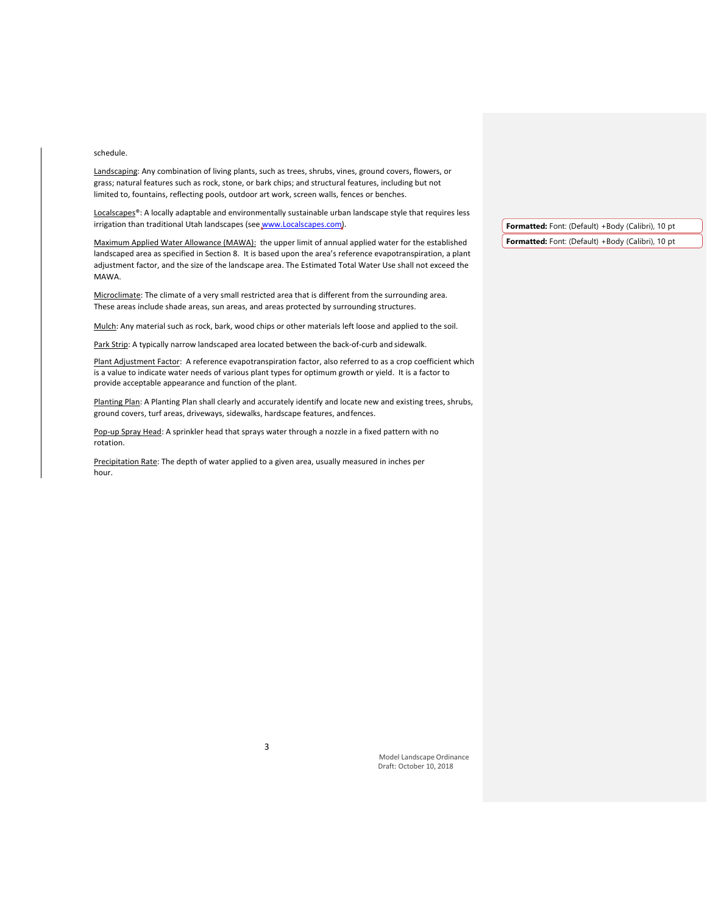schedule.

Landscaping: Any combination of living plants, such as trees, shrubs, vines, ground covers, flowers, or grass; natural features such as rock, stone, or bark chips; and structural features, including but not limited to, fountains, reflecting pools, outdoor art work, screen walls, fences or benches.

Localscapes®: A locally adaptable and environmentally sustainable urban landscape style that requires less irrigation than traditional Utah landscapes (see www.Localscapes.com).

Maximum Applied Water Allowance (MAWA): the upper limit of annual applied water for the established landscaped area as specified in Section 8. It is based upon the area's reference evapotranspiration, a plant adjustment factor, and the size of the landscape area. The Estimated Total Water Use shall not exceed the MAWA.

Microclimate: The climate of a very small restricted area that is different from the surrounding area. These areas include shade areas, sun areas, and areas protected by surrounding structures.

Mulch: Any material such as rock, bark, wood chips or other materials left loose and applied to the soil.

Park Strip: A typically narrow landscaped area located between the back-of-curb and sidewalk.

Plant Adjustment Factor: A reference evapotranspiration factor, also referred to as a crop coefficient which is a value to indicate water needs of various plant types for optimum growth or yield. It is a factor to provide acceptable appearance and function of the plant.

Planting Plan: A Planting Plan shall clearly and accurately identify and locate new and existing trees, shrubs, ground covers, turf areas, driveways, sidewalks, hardscape features, and fences.

Pop-up Spray Head: A sprinkler head that sprays water through a nozzle in a fixed pattern with no rotation.

Precipitation Rate: The depth of water applied to a given area, usually measured in inches per hour.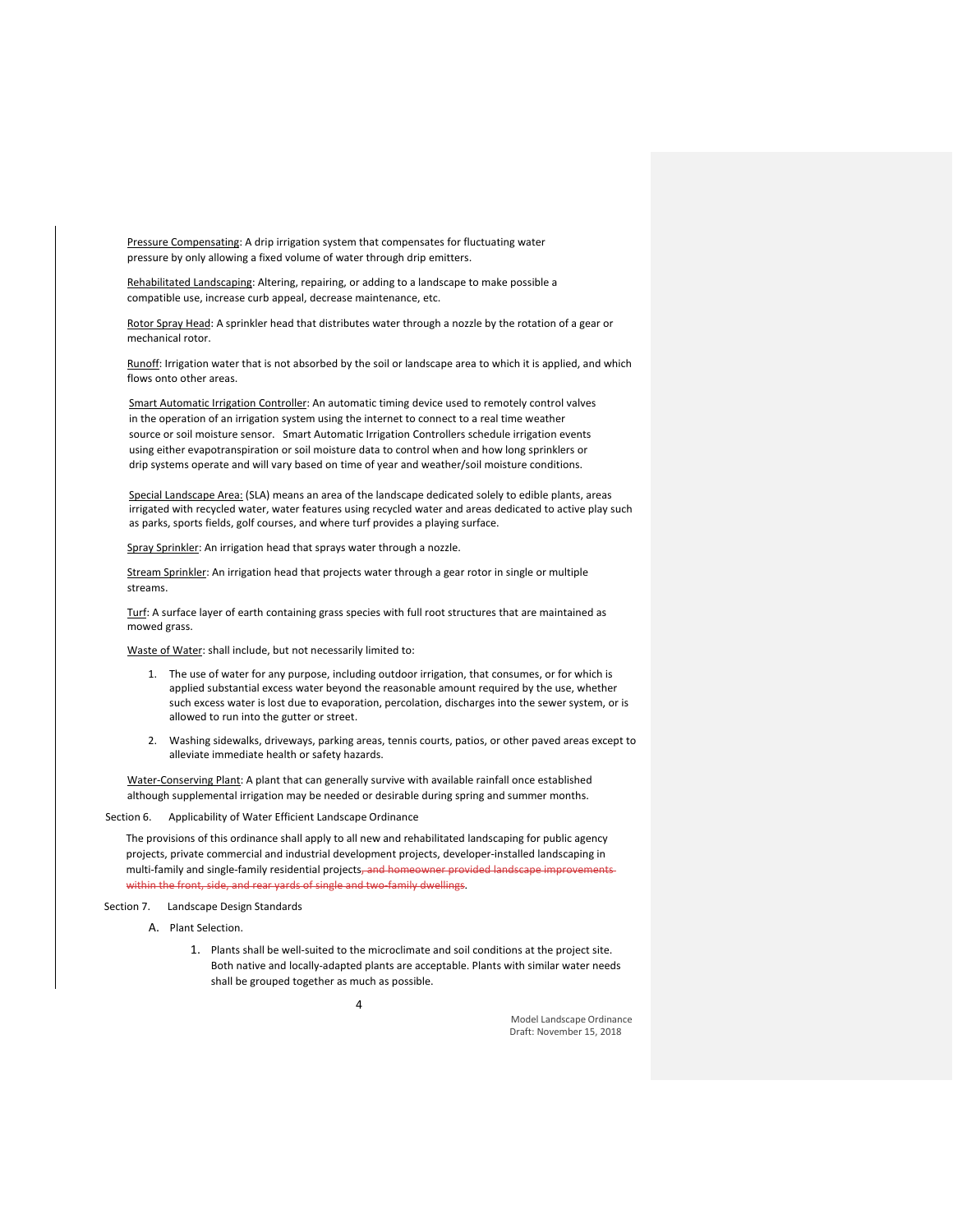Pressure Compensating: A drip irrigation system that compensates for fluctuating water pressure by only allowing a fixed volume of water through drip emitters.

Rehabilitated Landscaping: Altering, repairing, or adding to a landscape to make possible a compatible use, increase curb appeal, decrease maintenance, etc.

Rotor Spray Head: A sprinkler head that distributes water through a nozzle by the rotation of a gear or mechanical rotor.

Runoff: Irrigation water that is not absorbed by the soil or landscape area to which it is applied, and which flows onto other areas.

Smart Automatic Irrigation Controller: An automatic timing device used to remotely control valves in the operation of an irrigation system using the internet to connect to a real time weather source or soil moisture sensor. Smart Automatic Irrigation Controllers schedule irrigation events using either evapotranspiration or soil moisture data to control when and how long sprinklers or drip systems operate and will vary based on time of year and weather/soil moisture conditions.

Special Landscape Area: (SLA) means an area of the landscape dedicated solely to edible plants, areas irrigated with recycled water, water features using recycled water and areas dedicated to active play such as parks, sports fields, golf courses, and where turf provides a playing surface.

Spray Sprinkler: An irrigation head that sprays water through a nozzle.

Stream Sprinkler: An irrigation head that projects water through a gear rotor in single or multiple streams.

Turf: A surface layer of earth containing grass species with full root structures that are maintained as mowed grass.

Waste of Water: shall include, but not necessarily limited to:

1. The use of water for any purpose, including outdoor irrigation, that consumes, or for which is applied substantial excess water beyond the reasonable amount required by the use, whether such excess water is lost due to evaporation, percolation, discharges into the sewer system, or is allowed to run into the gutter or street.
2. Washing sidewalks, driveways, parking areas, tennis courts, patios, or other paved areas except to alleviate immediate health or safety hazards.

Water-Conserving Plant: A plant that can generally survive with available rainfall once established although supplemental irrigation may be needed or desirable during spring and summer months.

Section 6. Applicability of Water Efficient Landscape Ordinance

The provisions of this ordinance shall apply to all new and rehabilitated landscaping for public agency projects, private commercial and industrial development projects, developer-installed landscaping in multi-family and single-family residential projects~~, and homeowner provided landscape improvements within the front, side, and rear yards of single and two-family dwellings~~.

Section 7. Landscape Design Standards

A. Plant Selection.

1. Plants shall be well-suited to the microclimate and soil conditions at the project site. Both native and locally-adapted plants are acceptable. Plants with similar water needs shall be grouped together as much as possible.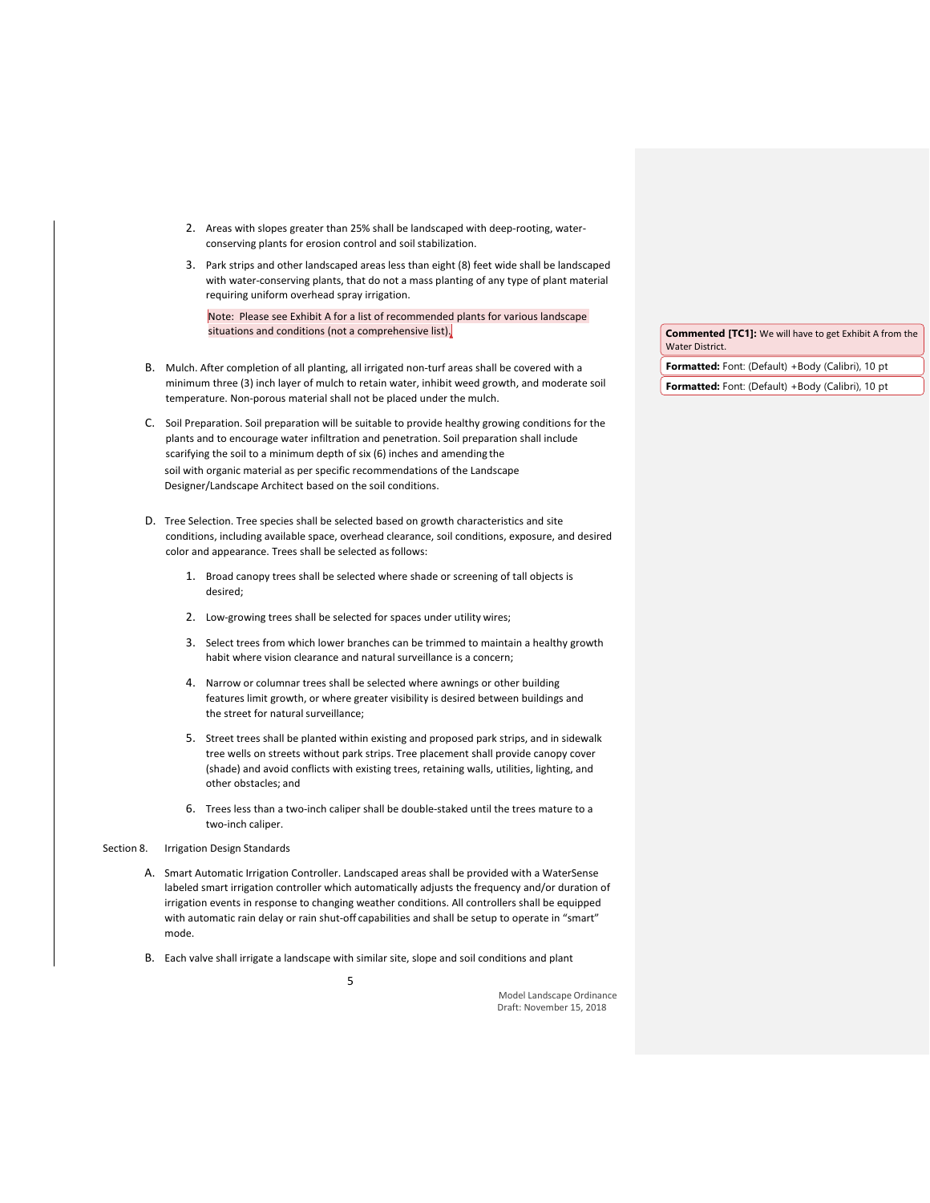2. Areas with slopes greater than 25% shall be landscaped with deep-rooting, water-conserving plants for erosion control and soil stabilization.

3. Park strips and other landscaped areas less than eight (8) feet wide shall be landscaped with water-conserving plants, that do not a mass planting of any type of plant material requiring uniform overhead spray irrigation.

   Note: Please see Exhibit A for a list of recommended plants for various landscape situations and conditions (not a comprehensive list).

**Commented [TC1]:** We will have to get Exhibit A from the Water District.

**Formatted:** Font: (Default) +Body (Calibri), 10 pt

**Formatted:** Font: (Default) +Body (Calibri), 10 pt

B. Mulch. After completion of all planting, all irrigated non-turf areas shall be covered with a minimum three (3) inch layer of mulch to retain water, inhibit weed growth, and moderate soil temperature. Non-porous material shall not be placed under the mulch.

C. Soil Preparation. Soil preparation will be suitable to provide healthy growing conditions for the plants and to encourage water infiltration and penetration. Soil preparation shall include scarifying the soil to a minimum depth of six (6) inches and amending the soil with organic material as per specific recommendations of the Landscape Designer/Landscape Architect based on the soil conditions.

D. Tree Selection. Tree species shall be selected based on growth characteristics and site conditions, including available space, overhead clearance, soil conditions, exposure, and desired color and appearance. Trees shall be selected as follows:

   1. Broad canopy trees shall be selected where shade or screening of tall objects is desired;

   2. Low-growing trees shall be selected for spaces under utility wires;

   3. Select trees from which lower branches can be trimmed to maintain a healthy growth habit where vision clearance and natural surveillance is a concern;

   4. Narrow or columnar trees shall be selected where awnings or other building features limit growth, or where greater visibility is desired between buildings and the street for natural surveillance;

   5. Street trees shall be planted within existing and proposed park strips, and in sidewalk tree wells on streets without park strips. Tree placement shall provide canopy cover (shade) and avoid conflicts with existing trees, retaining walls, utilities, lighting, and other obstacles; and

   6. Trees less than a two-inch caliper shall be double-staked until the trees mature to a two-inch caliper.

Section 8. Irrigation Design Standards

A. Smart Automatic Irrigation Controller. Landscaped areas shall be provided with a WaterSense labeled smart irrigation controller which automatically adjusts the frequency and/or duration of irrigation events in response to changing weather conditions. All controllers shall be equipped with automatic rain delay or rain shut-off capabilities and shall be setup to operate in "smart" mode.

B. Each valve shall irrigate a landscape with similar site, slope and soil conditions and plant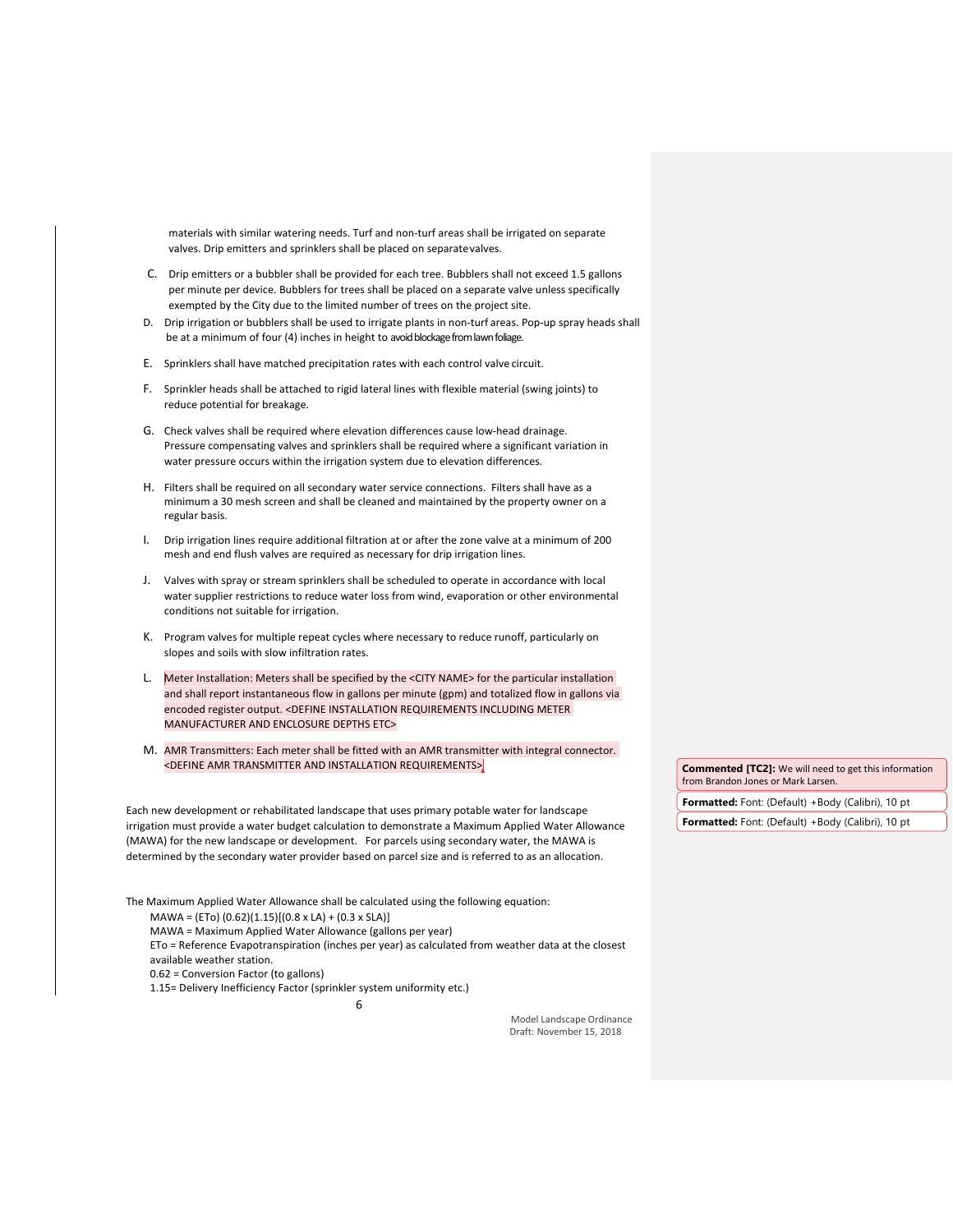materials with similar watering needs. Turf and non-turf areas shall be irrigated on separate valves. Drip emitters and sprinklers shall be placed on separate valves.

C. Drip emitters or a bubbler shall be provided for each tree. Bubblers shall not exceed 1.5 gallons per minute per device. Bubblers for trees shall be placed on a separate valve unless specifically exempted by the City due to the limited number of trees on the project site.

D. Drip irrigation or bubblers shall be used to irrigate plants in non-turf areas. Pop-up spray heads shall be at a minimum of four (4) inches in height to avoid blockage from lawn foliage.

E. Sprinklers shall have matched precipitation rates with each control valve circuit.

F. Sprinkler heads shall be attached to rigid lateral lines with flexible material (swing joints) to reduce potential for breakage.

G. Check valves shall be required where elevation differences cause low-head drainage. Pressure compensating valves and sprinklers shall be required where a significant variation in water pressure occurs within the irrigation system due to elevation differences.

H. Filters shall be required on all secondary water service connections. Filters shall have as a minimum a 30 mesh screen and shall be cleaned and maintained by the property owner on a regular basis.

I. Drip irrigation lines require additional filtration at or after the zone valve at a minimum of 200 mesh and end flush valves are required as necessary for drip irrigation lines.

J. Valves with spray or stream sprinklers shall be scheduled to operate in accordance with local water supplier restrictions to reduce water loss from wind, evaporation or other environmental conditions not suitable for irrigation.

K. Program valves for multiple repeat cycles where necessary to reduce runoff, particularly on slopes and soils with slow infiltration rates.

L. Meter Installation: Meters shall be specified by the <CITY NAME> for the particular installation and shall report instantaneous flow in gallons per minute (gpm) and totalized flow in gallons via encoded register output. <DEFINE INSTALLATION REQUIREMENTS INCLUDING METER MANUFACTURER AND ENCLOSURE DEPTHS ETC>

M. AMR Transmitters: Each meter shall be fitted with an AMR transmitter with integral connector. <DEFINE AMR TRANSMITTER AND INSTALLATION REQUIREMENTS>

Each new development or rehabilitated landscape that uses primary potable water for landscape irrigation must provide a water budget calculation to demonstrate a Maximum Applied Water Allowance (MAWA) for the new landscape or development. For parcels using secondary water, the MAWA is determined by the secondary water provider based on parcel size and is referred to as an allocation.

The Maximum Applied Water Allowance shall be calculated using the following equation:

$$MAWA = (ETo)(0.62)(1.15)[(0.8 \times LA) + (0.3 \times SLA)]$$

MAWA = Maximum Applied Water Allowance (gallons per year)

ETo = Reference Evapotranspiration (inches per year) as calculated from weather data at the closest available weather station.

0.62 = Conversion Factor (to gallons)

1.15= Delivery Inefficiency Factor (sprinkler system uniformity etc.)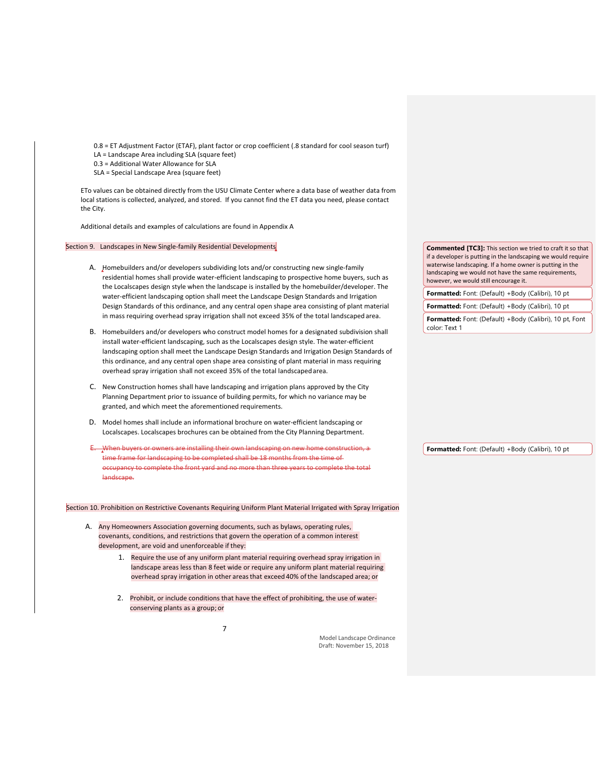0.8 = ET Adjustment Factor (ETAF), plant factor or crop coefficient (.8 standard for cool season turf)
LA = Landscape Area including SLA (square feet)
0.3 = Additional Water Allowance for SLA
SLA = Special Landscape Area (square feet)

ETo values can be obtained directly from the USU Climate Center where a data base of weather data from local stations is collected, analyzed, and stored. If you cannot find the ET data you need, please contact the City.

Additional details and examples of calculations are found in Appendix A

## Section 9. Landscapes in New Single-family Residential Developments

A. Homebuilders and/or developers subdividing lots and/or constructing new single-family residential homes shall provide water-efficient landscaping to prospective home buyers, such as the Localscapes design style when the landscape is installed by the homebuilder/developer. The water-efficient landscaping option shall meet the Landscape Design Standards and Irrigation Design Standards of this ordinance, and any central open shape area consisting of plant material in mass requiring overhead spray irrigation shall not exceed 35% of the total landscaped area.

B. Homebuilders and/or developers who construct model homes for a designated subdivision shall install water-efficient landscaping, such as the Localscapes design style. The water-efficient landscaping option shall meet the Landscape Design Standards and Irrigation Design Standards of this ordinance, and any central open shape area consisting of plant material in mass requiring overhead spray irrigation shall not exceed 35% of the total landscaped area.

C. New Construction homes shall have landscaping and irrigation plans approved by the City Planning Department prior to issuance of building permits, for which no variance may be granted, and which meet the aforementioned requirements.

D. Model homes shall include an informational brochure on water-efficient landscaping or Localscapes. Localscapes brochures can be obtained from the City Planning Department.

~~E. When buyers or owners are installing their own landscaping on new home construction, a time frame for landscaping to be completed shall be 18 months from the time of occupancy to complete the front yard and no more than three years to complete the total landscape.~~

**Commented [TC3]:** This section we tried to craft it so that if a developer is putting in the landscaping we would require waterwise landscaping. If a home owner is putting in the landscaping we would not have the same requirements, however, we would still encourage it.

## Section 10. Prohibition on Restrictive Covenants Requiring Uniform Plant Material Irrigated with Spray Irrigation

A. Any Homeowners Association governing documents, such as bylaws, operating rules, covenants, conditions, and restrictions that govern the operation of a common interest development, are void and unenforceable if they:

1. Require the use of any uniform plant material requiring overhead spray irrigation in landscape areas less than 8 feet wide or require any uniform plant material requiring overhead spray irrigation in other areas that exceed 40% of the landscaped area; or

2. Prohibit, or include conditions that have the effect of prohibiting, the use of water-conserving plants as a group; or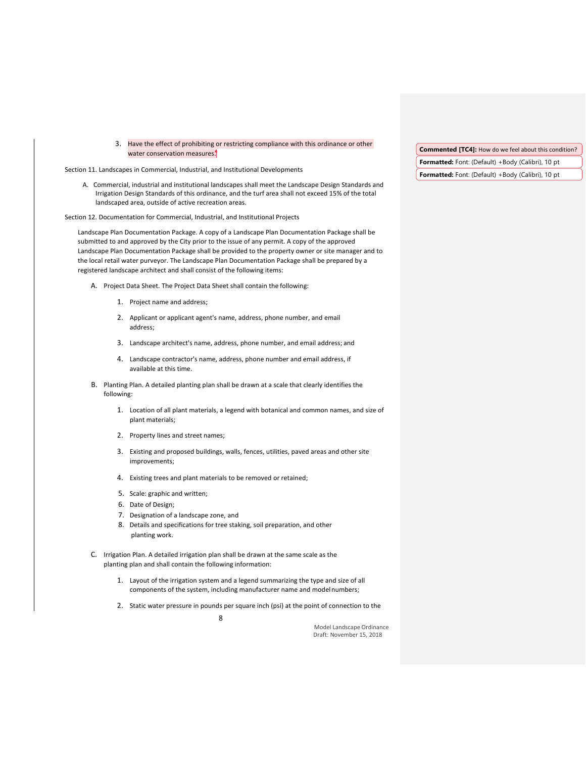3. Have the effect of prohibiting or restricting compliance with this ordinance or other water conservation measures.

Commented [TC4]: How do we feel about this condition?

Section 11. Landscapes in Commercial, Industrial, and Institutional Developments

A. Commercial, industrial and institutional landscapes shall meet the Landscape Design Standards and Irrigation Design Standards of this ordinance, and the turf area shall not exceed 15% of the total landscaped area, outside of active recreation areas.

Section 12. Documentation for Commercial, Industrial, and Institutional Projects

Landscape Plan Documentation Package. A copy of a Landscape Plan Documentation Package shall be submitted to and approved by the City prior to the issue of any permit. A copy of the approved Landscape Plan Documentation Package shall be provided to the property owner or site manager and to the local retail water purveyor. The Landscape Plan Documentation Package shall be prepared by a registered landscape architect and shall consist of the following items:

A. Project Data Sheet. The Project Data Sheet shall contain the following:

   1. Project name and address;

   2. Applicant or applicant agent's name, address, phone number, and email address;

   3. Landscape architect's name, address, phone number, and email address; and

   4. Landscape contractor's name, address, phone number and email address, if available at this time.

B. Planting Plan. A detailed planting plan shall be drawn at a scale that clearly identifies the following:

   1. Location of all plant materials, a legend with botanical and common names, and size of plant materials;

   2. Property lines and street names;

   3. Existing and proposed buildings, walls, fences, utilities, paved areas and other site improvements;

   4. Existing trees and plant materials to be removed or retained;

   5. Scale: graphic and written;
   6. Date of Design;
   7. Designation of a landscape zone, and
   8. Details and specifications for tree staking, soil preparation, and other planting work.

C. Irrigation Plan. A detailed irrigation plan shall be drawn at the same scale as the planting plan and shall contain the following information:

   1. Layout of the irrigation system and a legend summarizing the type and size of all components of the system, including manufacturer name and model numbers;

   2. Static water pressure in pounds per square inch (psi) at the point of connection to the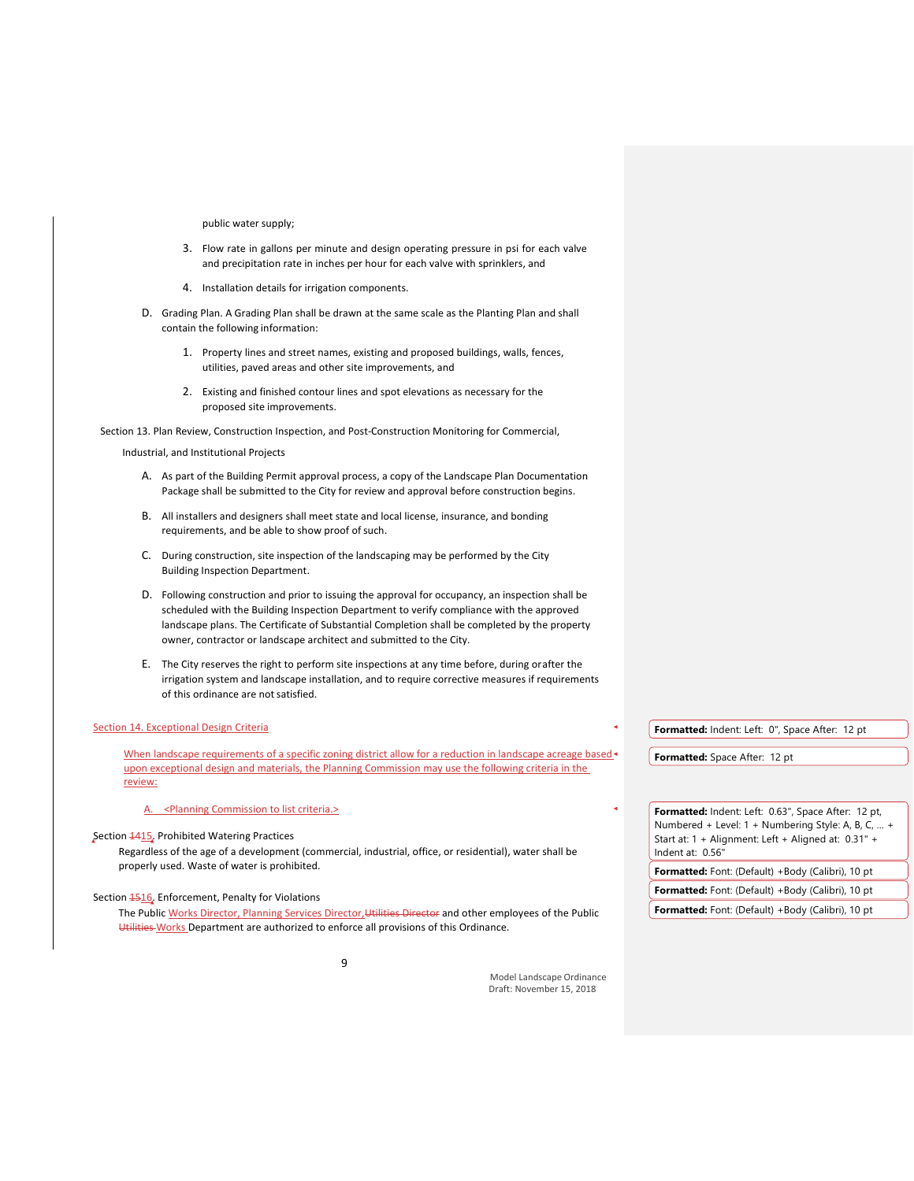public water supply;

3. Flow rate in gallons per minute and design operating pressure in psi for each valve and precipitation rate in inches per hour for each valve with sprinklers, and

4. Installation details for irrigation components.

D. Grading Plan. A Grading Plan shall be drawn at the same scale as the Planting Plan and shall contain the following information:

1. Property lines and street names, existing and proposed buildings, walls, fences, utilities, paved areas and other site improvements, and

2. Existing and finished contour lines and spot elevations as necessary for the proposed site improvements.

Section 13. Plan Review, Construction Inspection, and Post-Construction Monitoring for Commercial, Industrial, and Institutional Projects

A. As part of the Building Permit approval process, a copy of the Landscape Plan Documentation Package shall be submitted to the City for review and approval before construction begins.

B. All installers and designers shall meet state and local license, insurance, and bonding requirements, and be able to show proof of such.

C. During construction, site inspection of the landscaping may be performed by the City Building Inspection Department.

D. Following construction and prior to issuing the approval for occupancy, an inspection shall be scheduled with the Building Inspection Department to verify compliance with the approved landscape plans. The Certificate of Substantial Completion shall be completed by the property owner, contractor or landscape architect and submitted to the City.

E. The City reserves the right to perform site inspections at any time before, during or after the irrigation system and landscape installation, and to require corrective measures if requirements of this ordinance are not satisfied.

Section 14. Exceptional Design Criteria

When landscape requirements of a specific zoning district allow for a reduction in landscape acreage based upon exceptional design and materials, the Planning Commission may use the following criteria in the review:

A. <Planning Commission to list criteria.>

Section ~~14~~15. Prohibited Watering Practices

Regardless of the age of a development (commercial, industrial, office, or residential), water shall be properly used. Waste of water is prohibited.

Section ~~15~~16. Enforcement, Penalty for Violations

The Public Works Director, Planning Services Director, ~~Utilities Director~~ and other employees of the Public ~~Utilities~~ Works Department are authorized to enforce all provisions of this Ordinance.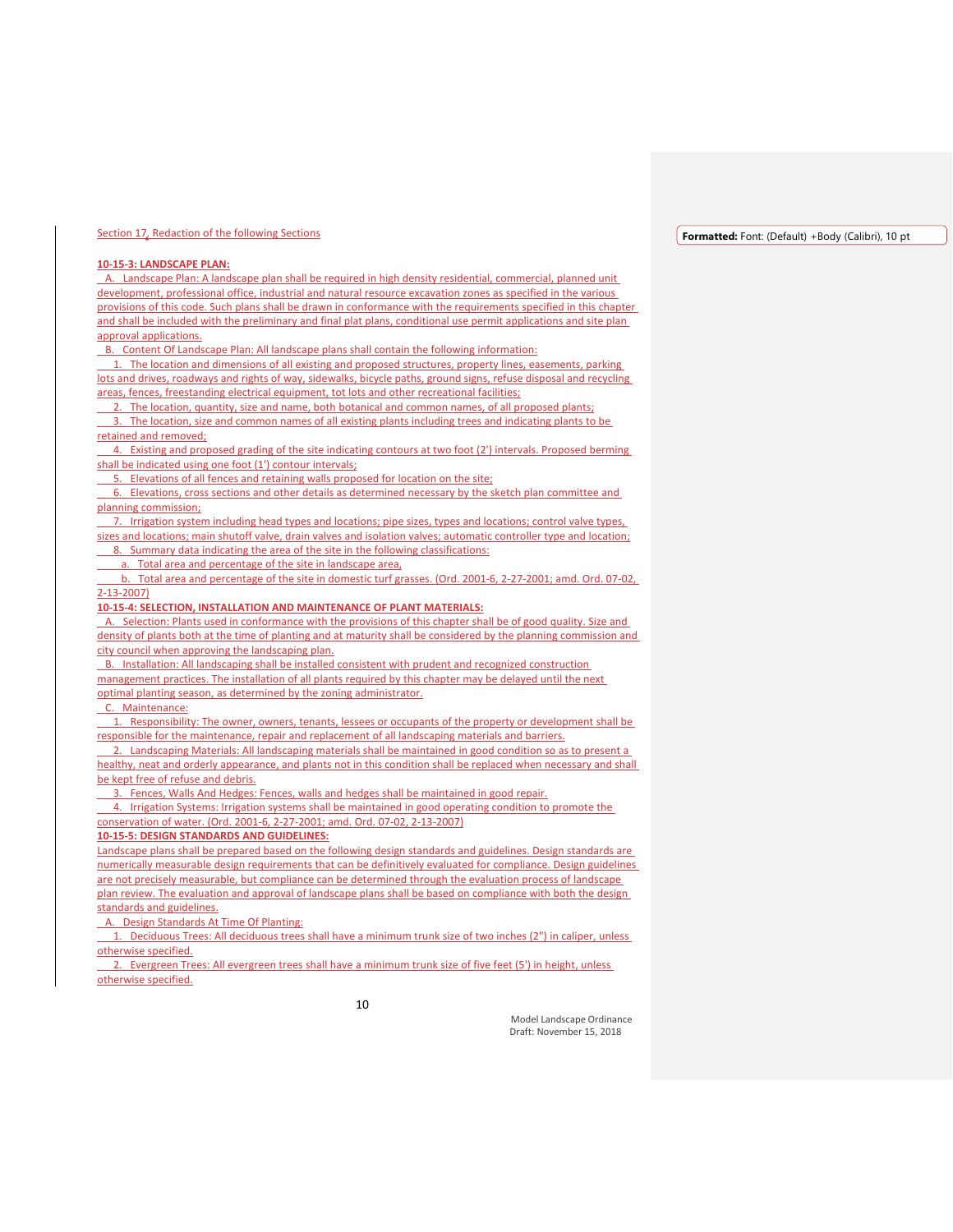Section 17, Redaction of the following Sections

**10-15-3: LANDSCAPE PLAN:**

A. Landscape Plan: A landscape plan shall be required in high density residential, commercial, planned unit development, professional office, industrial and natural resource excavation zones as specified in the various provisions of this code. Such plans shall be drawn in conformance with the requirements specified in this chapter and shall be included with the preliminary and final plat plans, conditional use permit applications and site plan approval applications.

B. Content Of Landscape Plan: All landscape plans shall contain the following information:

1. The location and dimensions of all existing and proposed structures, property lines, easements, parking lots and drives, roadways and rights of way, sidewalks, bicycle paths, ground signs, refuse disposal and recycling areas, fences, freestanding electrical equipment, tot lots and other recreational facilities;
2. The location, quantity, size and name, both botanical and common names, of all proposed plants;
3. The location, size and common names of all existing plants including trees and indicating plants to be retained and removed;
4. Existing and proposed grading of the site indicating contours at two foot (2') intervals. Proposed berming shall be indicated using one foot (1') contour intervals;
5. Elevations of all fences and retaining walls proposed for location on the site;
6. Elevations, cross sections and other details as determined necessary by the sketch plan committee and planning commission;
7. Irrigation system including head types and locations; pipe sizes, types and locations; control valve types, sizes and locations; main shutoff valve, drain valves and isolation valves; automatic controller type and location;
8. Summary data indicating the area of the site in the following classifications:
   a. Total area and percentage of the site in landscape area,
   b. Total area and percentage of the site in domestic turf grasses. (Ord. 2001-6, 2-27-2001; amd. Ord. 07-02, 2-13-2007)

**10-15-4: SELECTION, INSTALLATION AND MAINTENANCE OF PLANT MATERIALS:**

A. Selection: Plants used in conformance with the provisions of this chapter shall be of good quality. Size and density of plants both at the time of planting and at maturity shall be considered by the planning commission and city council when approving the landscaping plan.

B. Installation: All landscaping shall be installed consistent with prudent and recognized construction management practices. The installation of all plants required by this chapter may be delayed until the next optimal planting season, as determined by the zoning administrator.

C. Maintenance:

1. Responsibility: The owner, owners, tenants, lessees or occupants of the property or development shall be responsible for the maintenance, repair and replacement of all landscaping materials and barriers.
2. Landscaping Materials: All landscaping materials shall be maintained in good condition so as to present a healthy, neat and orderly appearance, and plants not in this condition shall be replaced when necessary and shall be kept free of refuse and debris.
3. Fences, Walls And Hedges: Fences, walls and hedges shall be maintained in good repair.
4. Irrigation Systems: Irrigation systems shall be maintained in good operating condition to promote the conservation of water. (Ord. 2001-6, 2-27-2001; amd. Ord. 07-02, 2-13-2007)

**10-15-5: DESIGN STANDARDS AND GUIDELINES:**

Landscape plans shall be prepared based on the following design standards and guidelines. Design standards are numerically measurable design requirements that can be definitively evaluated for compliance. Design guidelines are not precisely measurable, but compliance can be determined through the evaluation process of landscape plan review. The evaluation and approval of landscape plans shall be based on compliance with both the design standards and guidelines.

A. Design Standards At Time Of Planting:

1. Deciduous Trees: All deciduous trees shall have a minimum trunk size of two inches (2") in caliper, unless otherwise specified.
2. Evergreen Trees: All evergreen trees shall have a minimum trunk size of five feet (5') in height, unless otherwise specified.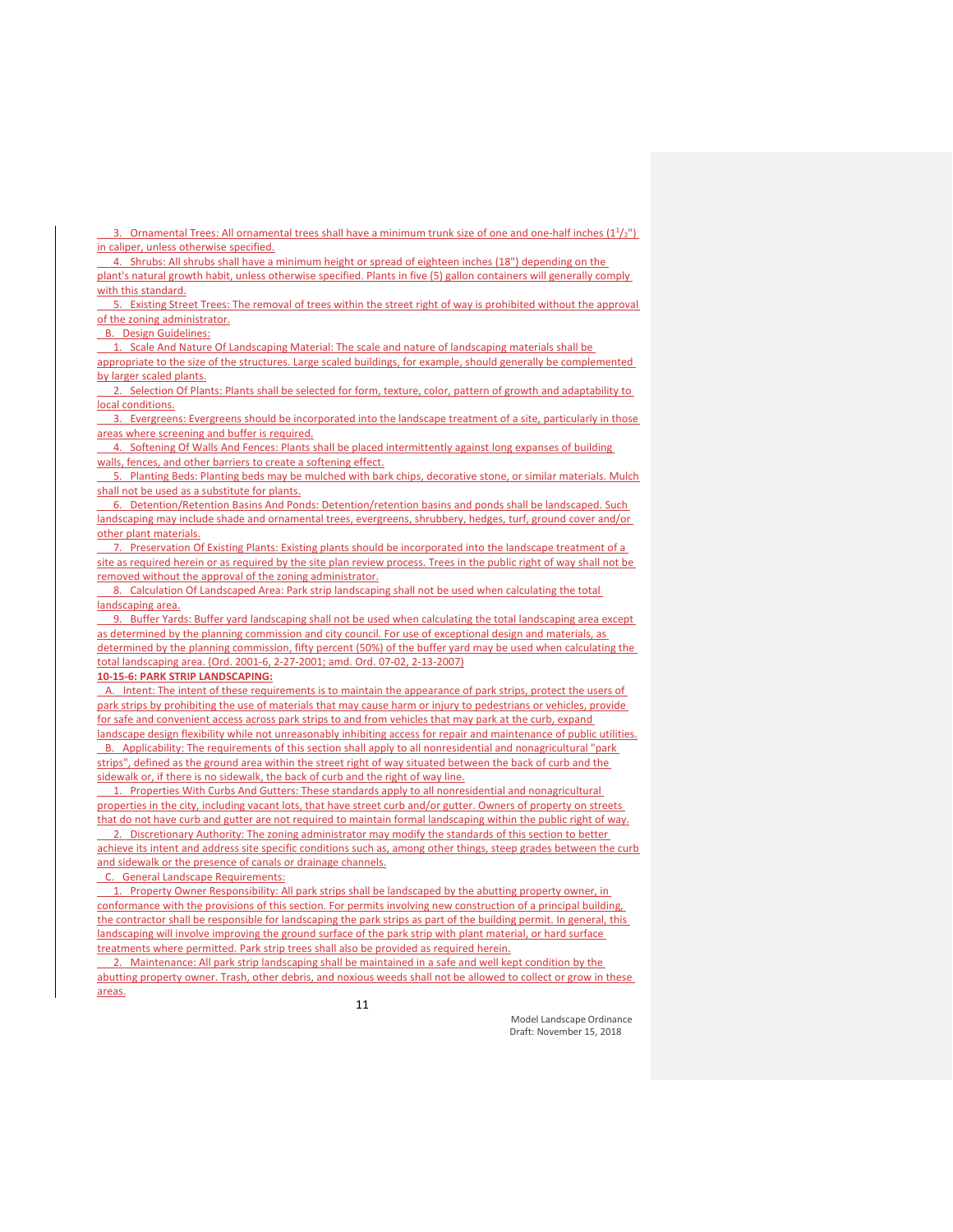3. Ornamental Trees: All ornamental trees shall have a minimum trunk size of one and one-half inches ($1^1/_2$") in caliper, unless otherwise specified.

4. Shrubs: All shrubs shall have a minimum height or spread of eighteen inches (18") depending on the plant's natural growth habit, unless otherwise specified. Plants in five (5) gallon containers will generally comply with this standard.

5. Existing Street Trees: The removal of trees within the street right of way is prohibited without the approval of the zoning administrator.

B. Design Guidelines:

1. Scale And Nature Of Landscaping Material: The scale and nature of landscaping materials shall be appropriate to the size of the structures. Large scaled buildings, for example, should generally be complemented by larger scaled plants.

2. Selection Of Plants: Plants shall be selected for form, texture, color, pattern of growth and adaptability to local conditions.

3. Evergreens: Evergreens should be incorporated into the landscape treatment of a site, particularly in those areas where screening and buffer is required.

4. Softening Of Walls And Fences: Plants shall be placed intermittently against long expanses of building walls, fences, and other barriers to create a softening effect.

5. Planting Beds: Planting beds may be mulched with bark chips, decorative stone, or similar materials. Mulch shall not be used as a substitute for plants.

6. Detention/Retention Basins And Ponds: Detention/retention basins and ponds shall be landscaped. Such landscaping may include shade and ornamental trees, evergreens, shrubbery, hedges, turf, ground cover and/or other plant materials.

7. Preservation Of Existing Plants: Existing plants should be incorporated into the landscape treatment of a site as required herein or as required by the site plan review process. Trees in the public right of way shall not be removed without the approval of the zoning administrator.

8. Calculation Of Landscaped Area: Park strip landscaping shall not be used when calculating the total landscaping area.

9. Buffer Yards: Buffer yard landscaping shall not be used when calculating the total landscaping area except as determined by the planning commission and city council. For use of exceptional design and materials, as determined by the planning commission, fifty percent (50%) of the buffer yard may be used when calculating the total landscaping area. (Ord. 2001-6, 2-27-2001; amd. Ord. 07-02, 2-13-2007)

**10-15-6: PARK STRIP LANDSCAPING:**

A. Intent: The intent of these requirements is to maintain the appearance of park strips, protect the users of park strips by prohibiting the use of materials that may cause harm or injury to pedestrians or vehicles, provide for safe and convenient access across park strips to and from vehicles that may park at the curb, expand landscape design flexibility while not unreasonably inhibiting access for repair and maintenance of public utilities.

B. Applicability: The requirements of this section shall apply to all nonresidential and nonagricultural "park strips", defined as the ground area within the street right of way situated between the back of curb and the sidewalk or, if there is no sidewalk, the back of curb and the right of way line.

1. Properties With Curbs And Gutters: These standards apply to all nonresidential and nonagricultural properties in the city, including vacant lots, that have street curb and/or gutter. Owners of property on streets that do not have curb and gutter are not required to maintain formal landscaping within the public right of way.

2. Discretionary Authority: The zoning administrator may modify the standards of this section to better achieve its intent and address site specific conditions such as, among other things, steep grades between the curb and sidewalk or the presence of canals or drainage channels.

C. General Landscape Requirements:

1. Property Owner Responsibility: All park strips shall be landscaped by the abutting property owner, in conformance with the provisions of this section. For permits involving new construction of a principal building, the contractor shall be responsible for landscaping the park strips as part of the building permit. In general, this landscaping will involve improving the ground surface of the park strip with plant material, or hard surface treatments where permitted. Park strip trees shall also be provided as required herein.

2. Maintenance: All park strip landscaping shall be maintained in a safe and well kept condition by the abutting property owner. Trash, other debris, and noxious weeds shall not be allowed to collect or grow in these areas.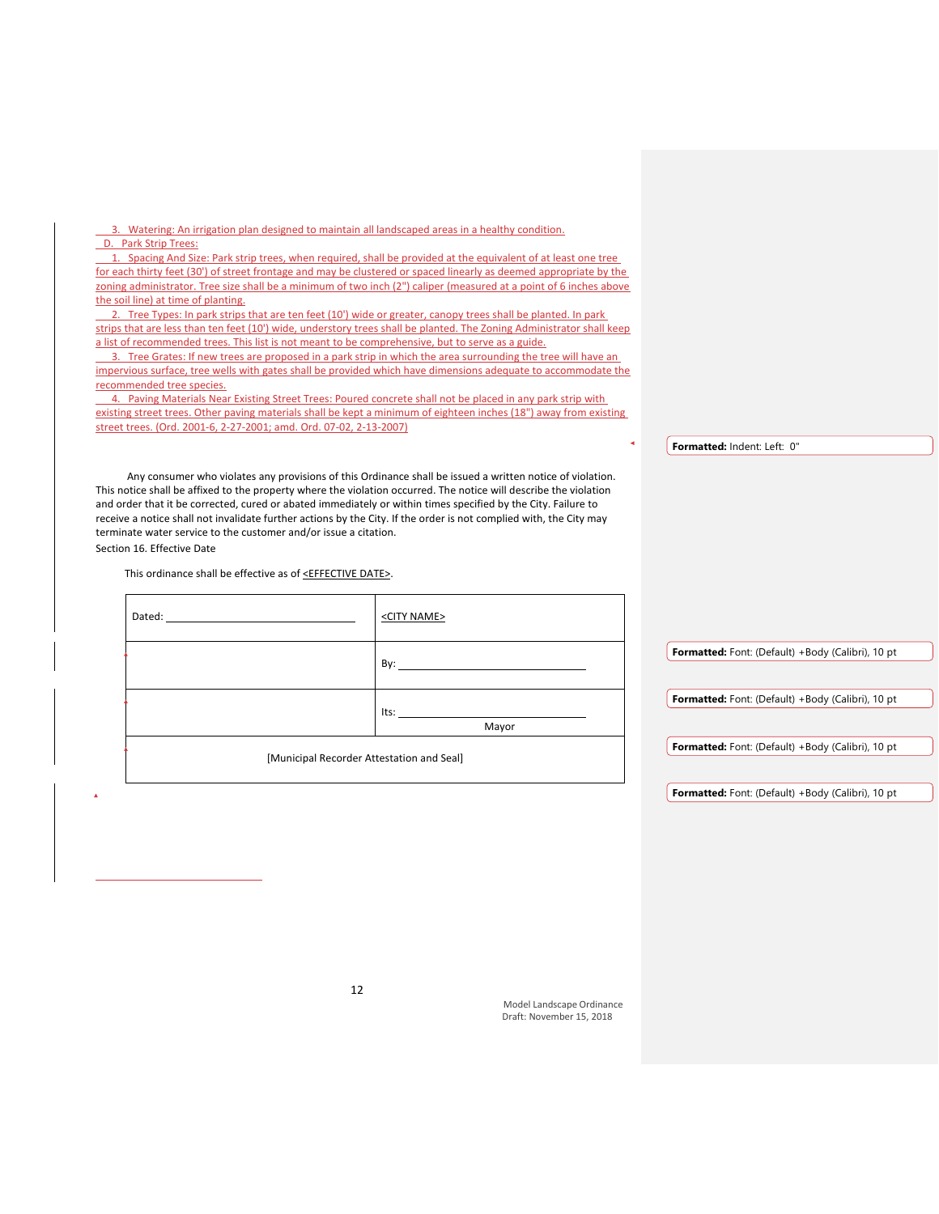3. Watering: An irrigation plan designed to maintain all landscaped areas in a healthy condition.

D. Park Strip Trees:

1. Spacing And Size: Park strip trees, when required, shall be provided at the equivalent of at least one tree for each thirty feet (30') of street frontage and may be clustered or spaced linearly as deemed appropriate by the zoning administrator. Tree size shall be a minimum of two inch (2") caliper (measured at a point of 6 inches above the soil line) at time of planting.

2. Tree Types: In park strips that are ten feet (10') wide or greater, canopy trees shall be planted. In park strips that are less than ten feet (10') wide, understory trees shall be planted. The Zoning Administrator shall keep a list of recommended trees. This list is not meant to be comprehensive, but to serve as a guide.

3. Tree Grates: If new trees are proposed in a park strip in which the area surrounding the tree will have an impervious surface, tree wells with gates shall be provided which have dimensions adequate to accommodate the recommended tree species.

4. Paving Materials Near Existing Street Trees: Poured concrete shall not be placed in any park strip with existing street trees. Other paving materials shall be kept a minimum of eighteen inches (18") away from existing street trees. (Ord. 2001-6, 2-27-2001; amd. Ord. 07-02, 2-13-2007)

Formatted: Indent: Left: 0"

Any consumer who violates any provisions of this Ordinance shall be issued a written notice of violation. This notice shall be affixed to the property where the violation occurred. The notice will describe the violation and order that it be corrected, cured or abated immediately or within times specified by the City. Failure to receive a notice shall not invalidate further actions by the City. If the order is not complied with, the City may terminate water service to the customer and/or issue a citation.

Section 16. Effective Date

This ordinance shall be effective as of <EFFECTIVE DATE>.

| Dated: ______________________ | <CITY NAME> |
| --- | --- |
| | By: ______________________ |
| | Its: ______________________ Mayor |
| [Municipal Recorder Attestation and Seal] | |

Formatted: Font: (Default) +Body (Calibri), 10 pt

Formatted: Font: (Default) +Body (Calibri), 10 pt

Formatted: Font: (Default) +Body (Calibri), 10 pt

Formatted: Font: (Default) +Body (Calibri), 10 pt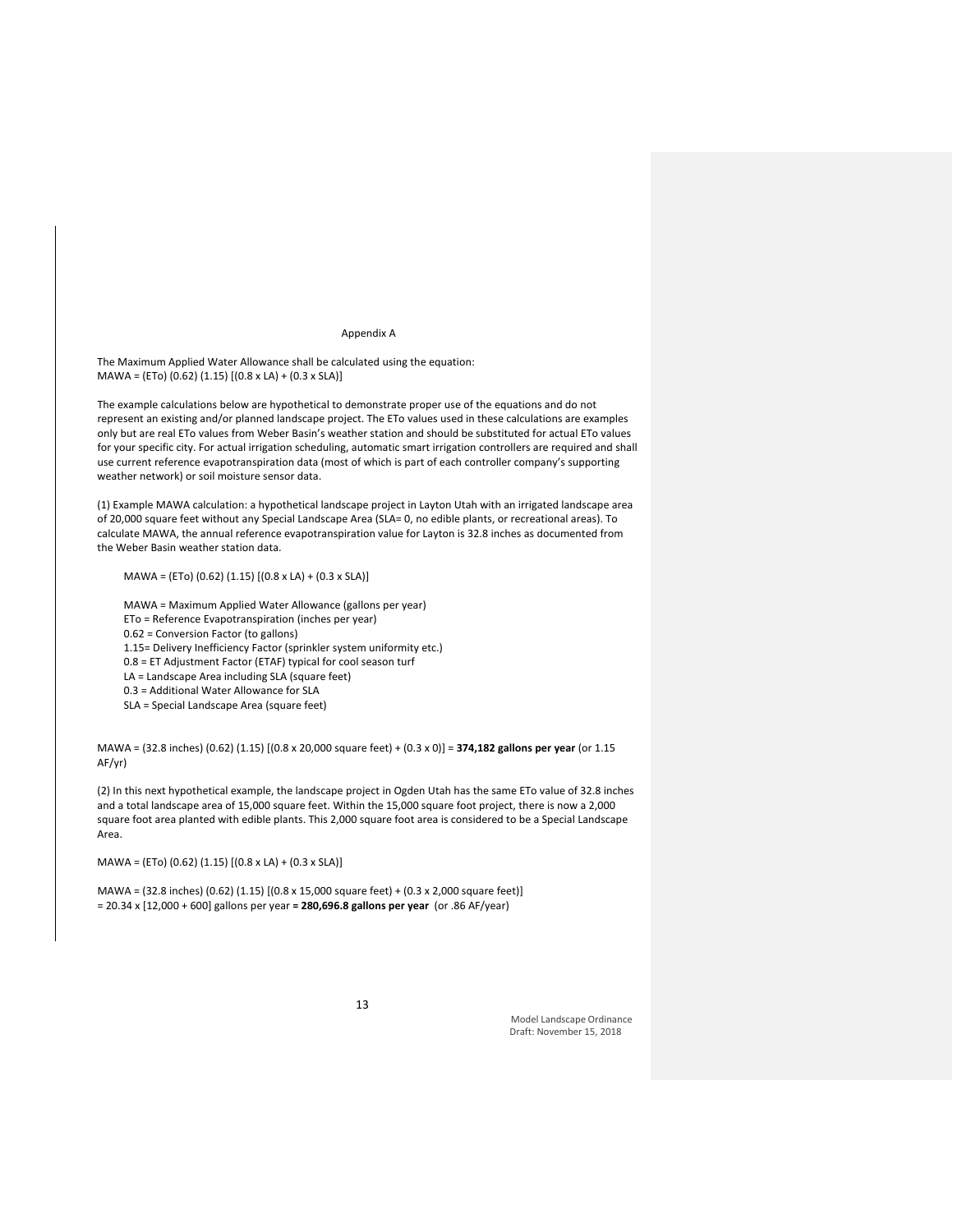## Appendix A

The Maximum Applied Water Allowance shall be calculated using the equation:
MAWA = (ETo) (0.62) (1.15) [(0.8 x LA) + (0.3 x SLA)]

The example calculations below are hypothetical to demonstrate proper use of the equations and do not represent an existing and/or planned landscape project. The ETo values used in these calculations are examples only but are real ETo values from Weber Basin's weather station and should be substituted for actual ETo values for your specific city. For actual irrigation scheduling, automatic smart irrigation controllers are required and shall use current reference evapotranspiration data (most of which is part of each controller company's supporting weather network) or soil moisture sensor data.

(1) Example MAWA calculation: a hypothetical landscape project in Layton Utah with an irrigated landscape area of 20,000 square feet without any Special Landscape Area (SLA= 0, no edible plants, or recreational areas). To calculate MAWA, the annual reference evapotranspiration value for Layton is 32.8 inches as documented from the Weber Basin weather station data.

MAWA = (ETo) (0.62) (1.15) [(0.8 x LA) + (0.3 x SLA)]

MAWA = Maximum Applied Water Allowance (gallons per year)
ETo = Reference Evapotranspiration (inches per year)
0.62 = Conversion Factor (to gallons)
1.15= Delivery Inefficiency Factor (sprinkler system uniformity etc.)
0.8 = ET Adjustment Factor (ETAF) typical for cool season turf
LA = Landscape Area including SLA (square feet)
0.3 = Additional Water Allowance for SLA
SLA = Special Landscape Area (square feet)

MAWA = (32.8 inches) (0.62) (1.15) [(0.8 x 20,000 square feet) + (0.3 x 0)] = **374,182 gallons per year** (or 1.15 AF/yr)

(2) In this next hypothetical example, the landscape project in Ogden Utah has the same ETo value of 32.8 inches and a total landscape area of 15,000 square feet. Within the 15,000 square foot project, there is now a 2,000 square foot area planted with edible plants. This 2,000 square foot area is considered to be a Special Landscape Area.

MAWA = (ETo) (0.62) (1.15) [(0.8 x LA) + (0.3 x SLA)]

MAWA = (32.8 inches) (0.62) (1.15) [(0.8 x 15,000 square feet) + (0.3 x 2,000 square feet)]
= 20.34 x [12,000 + 600] gallons per year **= 280,696.8 gallons per year** (or .86 AF/year)